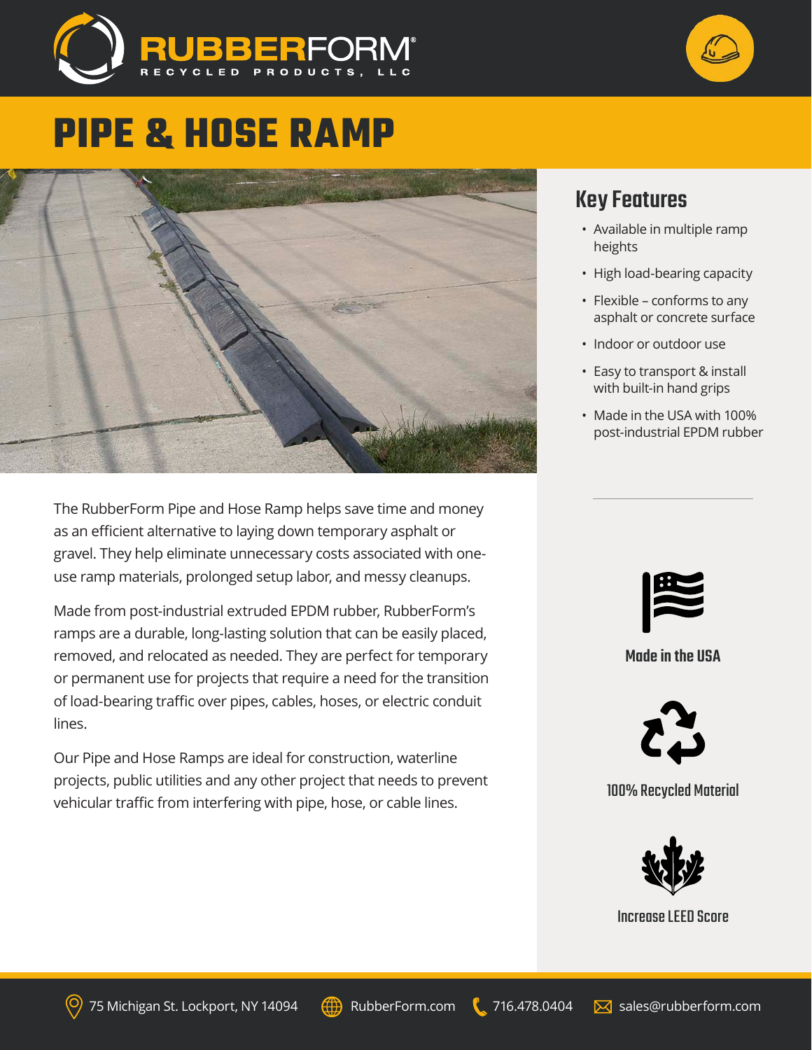RUBBERFORM®
RECYCLED PRODUCTS, LLC

# PIPE & HOSE RAMP

## Key Features

- Available in multiple ramp heights
- High load-bearing capacity
- Flexible – conforms to any asphalt or concrete surface
- Indoor or outdoor use
- Easy to transport & install with built-in hand grips
- Made in the USA with 100% post-industrial EPDM rubber

The RubberForm Pipe and Hose Ramp helps save time and money as an efficient alternative to laying down temporary asphalt or gravel. They help eliminate unnecessary costs associated with one-use ramp materials, prolonged setup labor, and messy cleanups.

Made from post-industrial extruded EPDM rubber, RubberForm's ramps are a durable, long-lasting solution that can be easily placed, removed, and relocated as needed. They are perfect for temporary or permanent use for projects that require a need for the transition of load-bearing traffic over pipes, cables, hoses, or electric conduit lines.

Our Pipe and Hose Ramps are ideal for construction, waterline projects, public utilities and any other project that needs to prevent vehicular traffic from interfering with pipe, hose, or cable lines.

**Made in the USA**

**100% Recycled Material**

**Increase LEED Score**

75 Michigan St. Lockport, NY 14094 | RubberForm.com | 716.478.0404 | sales@rubberform.com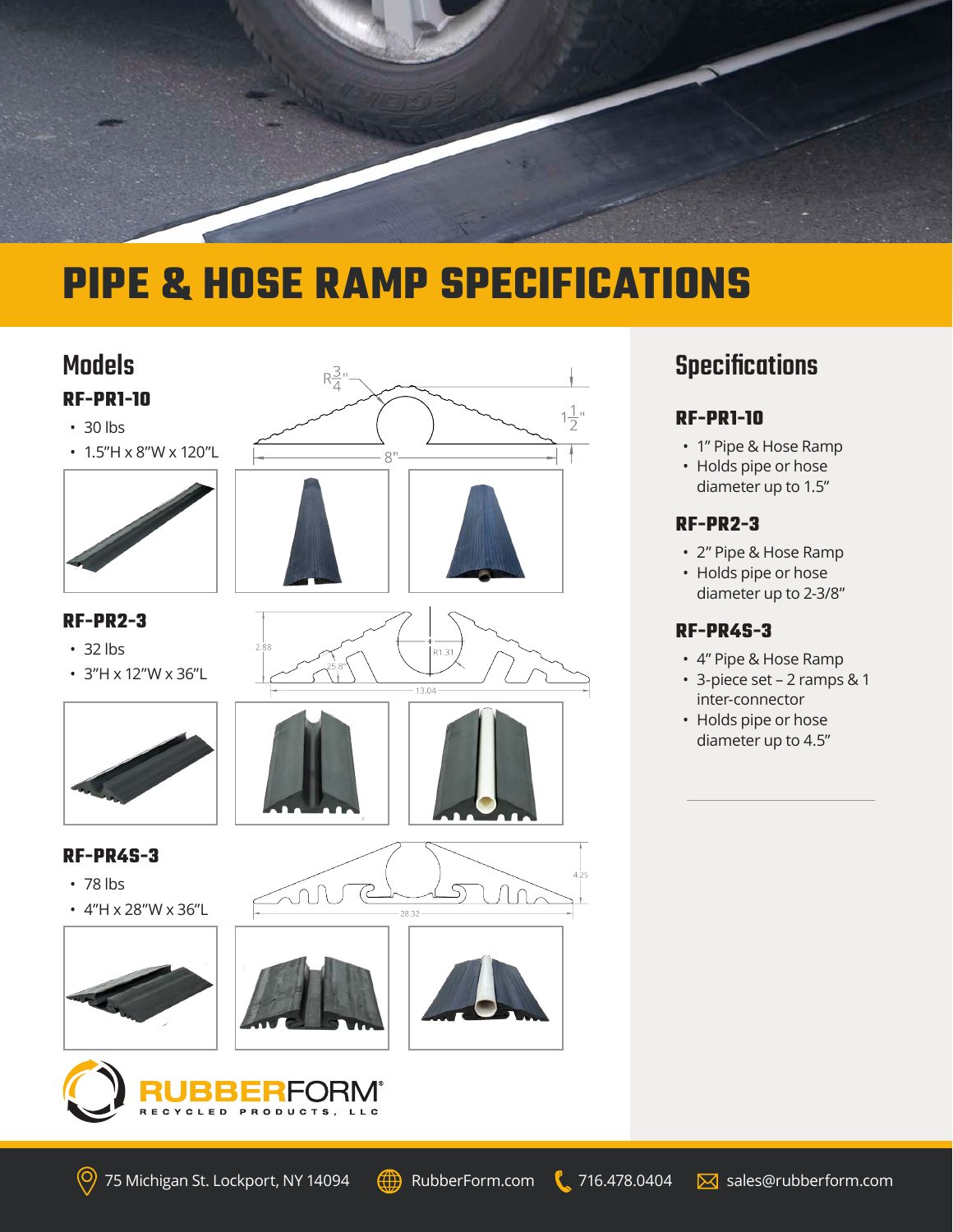# PIPE & HOSE RAMP SPECIFICATIONS

## Models

### RF-PR1-10

- 30 lbs
- 1.5"H x 8"W x 120"L

R3/4"

1 1/2"

8"

### RF-PR2-3

- 32 lbs
- 3"H x 12"W x 36"L

2.88

25.8°

R1.31

13.04

### RF-PR4S-3

- 78 lbs
- 4"H x 28"W x 36"L

4.25

28.32

RUBBERFORM®
RECYCLED PRODUCTS, LLC

## Specifications

### RF-PR1-10

- 1" Pipe & Hose Ramp
- Holds pipe or hose diameter up to 1.5"

### RF-PR2-3

- 2" Pipe & Hose Ramp
- Holds pipe or hose diameter up to 2-3/8"

### RF-PR4S-3

- 4" Pipe & Hose Ramp
- 3-piece set – 2 ramps & 1 inter-connector
- Holds pipe or hose diameter up to 4.5"

75 Michigan St. Lockport, NY 14094 RubberForm.com 716.478.0404 sales@rubberform.com